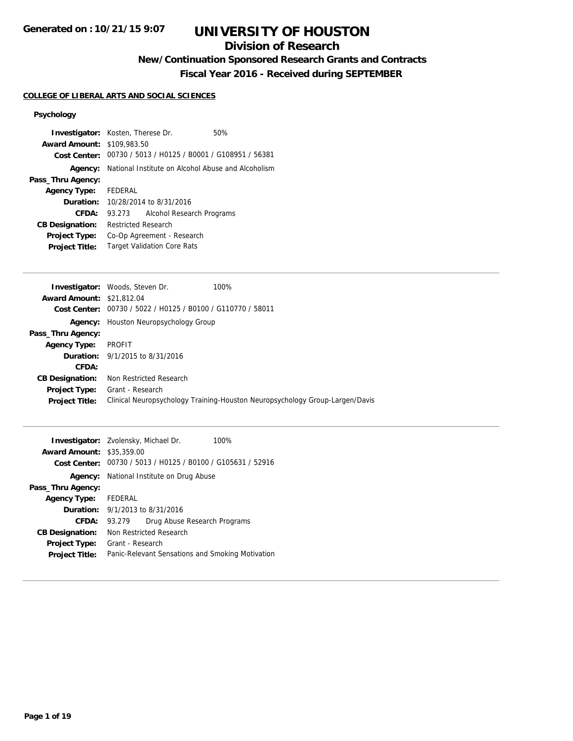Generated on : 10/21/15 9:07

# UNIVERSITY OF HOUSTON

## Division of Research

### New/Continuation Sponsored Research Grants and Contracts

### Fiscal Year 2016 - Received during SEPTEMBER

**COLLEGE OF LIBERAL ARTS AND SOCIAL SCIENCES**

**Psychology**

**Investigator:** Kosten, Therese Dr. 50%
**Award Amount:** $109,983.50
**Cost Center:** 00730 / 5013 / H0125 / B0001 / G108951 / 56381
**Agency:** National Institute on Alcohol Abuse and Alcoholism
**Pass_Thru Agency:**
**Agency Type:** FEDERAL
**Duration:** 10/28/2014 to 8/31/2016
**CFDA:** 93.273 Alcohol Research Programs
**CB Designation:** Restricted Research
**Project Type:** Co-Op Agreement - Research
**Project Title:** Target Validation Core Rats

---

**Investigator:** Woods, Steven Dr. 100%
**Award Amount:** $21,812.04
**Cost Center:** 00730 / 5022 / H0125 / B0100 / G110770 / 58011
**Agency:** Houston Neuropsychology Group
**Pass_Thru Agency:**
**Agency Type:** PROFIT
**Duration:** 9/1/2015 to 8/31/2016
**CFDA:**
**CB Designation:** Non Restricted Research
**Project Type:** Grant - Research
**Project Title:** Clinical Neuropsychology Training-Houston Neuropsychology Group-Largen/Davis

---

**Investigator:** Zvolensky, Michael Dr. 100%
**Award Amount:** $35,359.00
**Cost Center:** 00730 / 5013 / H0125 / B0100 / G105631 / 52916
**Agency:** National Institute on Drug Abuse
**Pass_Thru Agency:**
**Agency Type:** FEDERAL
**Duration:** 9/1/2013 to 8/31/2016
**CFDA:** 93.279 Drug Abuse Research Programs
**CB Designation:** Non Restricted Research
**Project Type:** Grant - Research
**Project Title:** Panic-Relevant Sensations and Smoking Motivation

---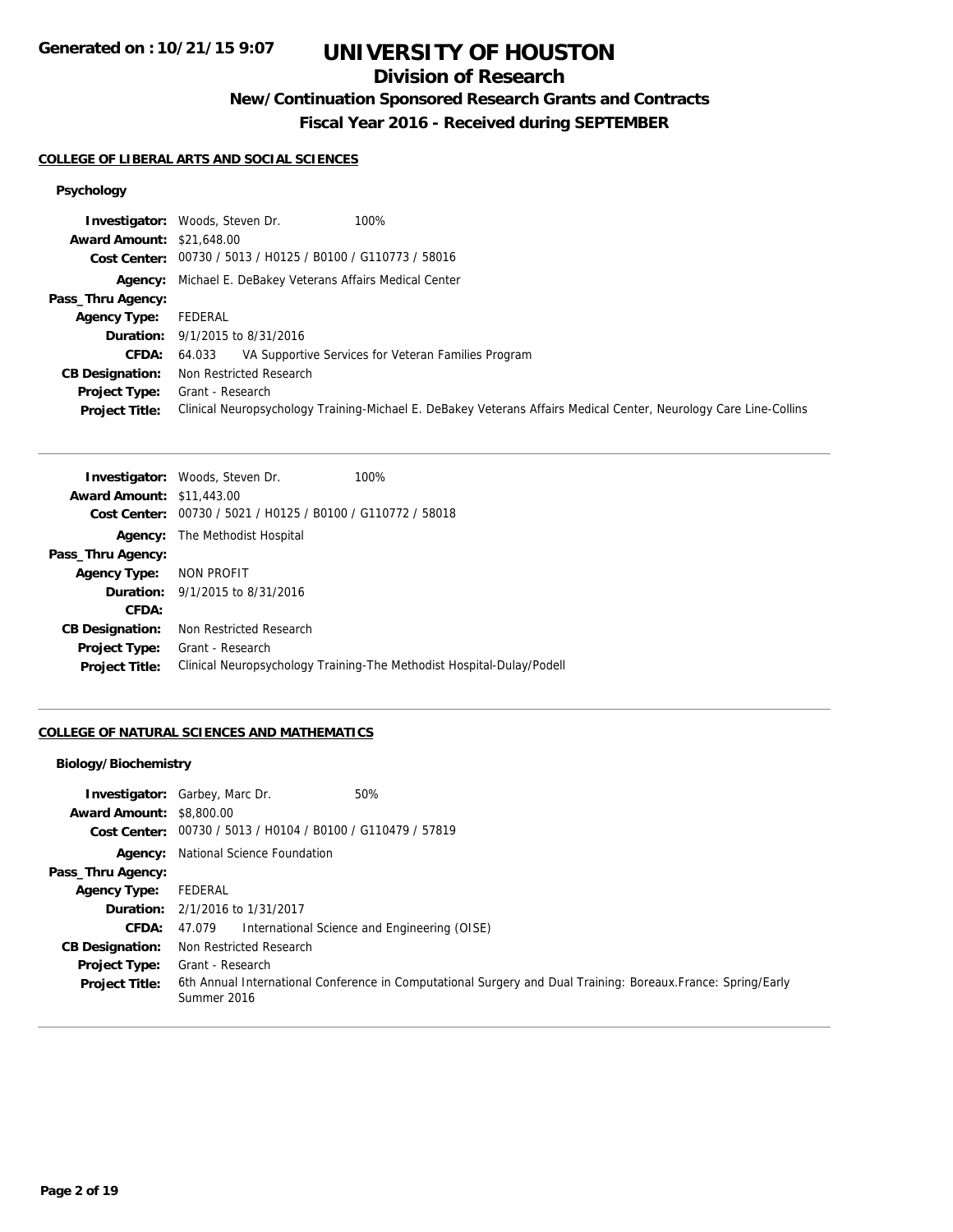**Generated on : 10/21/15 9:07**

# UNIVERSITY OF HOUSTON

## Division of Research

### New/Continuation Sponsored Research Grants and Contracts

### Fiscal Year 2016 - Received during SEPTEMBER

#### COLLEGE OF LIBERAL ARTS AND SOCIAL SCIENCES

##### Psychology

**Investigator:** Woods, Steven Dr. 100%
**Award Amount:** $21,648.00
**Cost Center:** 00730 / 5013 / H0125 / B0100 / G110773 / 58016
**Agency:** Michael E. DeBakey Veterans Affairs Medical Center
**Pass_Thru Agency:**
**Agency Type:** FEDERAL
**Duration:** 9/1/2015 to 8/31/2016
**CFDA:** 64.033 VA Supportive Services for Veteran Families Program
**CB Designation:** Non Restricted Research
**Project Type:** Grant - Research
**Project Title:** Clinical Neuropsychology Training-Michael E. DeBakey Veterans Affairs Medical Center, Neurology Care Line-Collins

---

**Investigator:** Woods, Steven Dr. 100%
**Award Amount:** $11,443.00
**Cost Center:** 00730 / 5021 / H0125 / B0100 / G110772 / 58018
**Agency:** The Methodist Hospital
**Pass_Thru Agency:**
**Agency Type:** NON PROFIT
**Duration:** 9/1/2015 to 8/31/2016
**CFDA:**
**CB Designation:** Non Restricted Research
**Project Type:** Grant - Research
**Project Title:** Clinical Neuropsychology Training-The Methodist Hospital-Dulay/Podell

---

#### COLLEGE OF NATURAL SCIENCES AND MATHEMATICS

##### Biology/Biochemistry

**Investigator:** Garbey, Marc Dr. 50%
**Award Amount:** $8,800.00
**Cost Center:** 00730 / 5013 / H0104 / B0100 / G110479 / 57819
**Agency:** National Science Foundation
**Pass_Thru Agency:**
**Agency Type:** FEDERAL
**Duration:** 2/1/2016 to 1/31/2017
**CFDA:** 47.079 International Science and Engineering (OISE)
**CB Designation:** Non Restricted Research
**Project Type:** Grant - Research
**Project Title:** 6th Annual International Conference in Computational Surgery and Dual Training: Boreaux.France: Spring/Early Summer 2016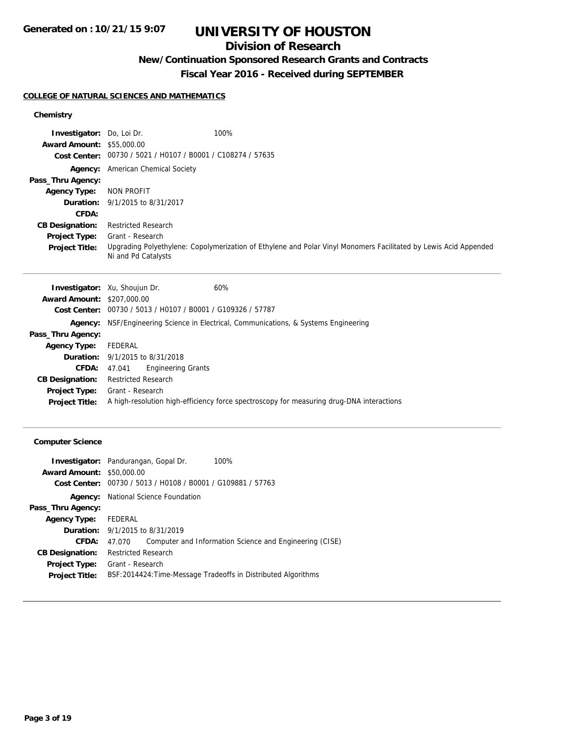# UNIVERSITY OF HOUSTON

## Division of Research

### New/Continuation Sponsored Research Grants and Contracts

### Fiscal Year 2016 - Received during SEPTEMBER

**Generated on : 10/21/15 9:07**

#### COLLEGE OF NATURAL SCIENCES AND MATHEMATICS

**Chemistry**

| | | |
|---|---|---|
| **Investigator:** | Do, Loi Dr. | 100% |
| **Award Amount:** | $55,000.00 | |
| **Cost Center:** | 00730 / 5021 / H0107 / B0001 / C108274 / 57635 | |
| **Agency:** | American Chemical Society | |
| **Pass_Thru Agency:** | | |
| **Agency Type:** | NON PROFIT | |
| **Duration:** | 9/1/2015 to 8/31/2017 | |
| **CFDA:** | | |
| **CB Designation:** | Restricted Research | |
| **Project Type:** | Grant - Research | |
| **Project Title:** | Upgrading Polyethylene: Copolymerization of Ethylene and Polar Vinyl Monomers Facilitated by Lewis Acid Appended Ni and Pd Catalysts | |

| | | |
|---|---|---|
| **Investigator:** | Xu, Shoujun Dr. | 60% |
| **Award Amount:** | $207,000.00 | |
| **Cost Center:** | 00730 / 5013 / H0107 / B0001 / G109326 / 57787 | |
| **Agency:** | NSF/Engineering Science in Electrical, Communications, & Systems Engineering | |
| **Pass_Thru Agency:** | | |
| **Agency Type:** | FEDERAL | |
| **Duration:** | 9/1/2015 to 8/31/2018 | |
| **CFDA:** | 47.041 Engineering Grants | |
| **CB Designation:** | Restricted Research | |
| **Project Type:** | Grant - Research | |
| **Project Title:** | A high-resolution high-efficiency force spectroscopy for measuring drug-DNA interactions | |

**Computer Science**

| | | |
|---|---|---|
| **Investigator:** | Pandurangan, Gopal Dr. | 100% |
| **Award Amount:** | $50,000.00 | |
| **Cost Center:** | 00730 / 5013 / H0108 / B0001 / G109881 / 57763 | |
| **Agency:** | National Science Foundation | |
| **Pass_Thru Agency:** | | |
| **Agency Type:** | FEDERAL | |
| **Duration:** | 9/1/2015 to 8/31/2019 | |
| **CFDA:** | 47.070 Computer and Information Science and Engineering (CISE) | |
| **CB Designation:** | Restricted Research | |
| **Project Type:** | Grant - Research | |
| **Project Title:** | BSF:2014424:Time-Message Tradeoffs in Distributed Algorithms | |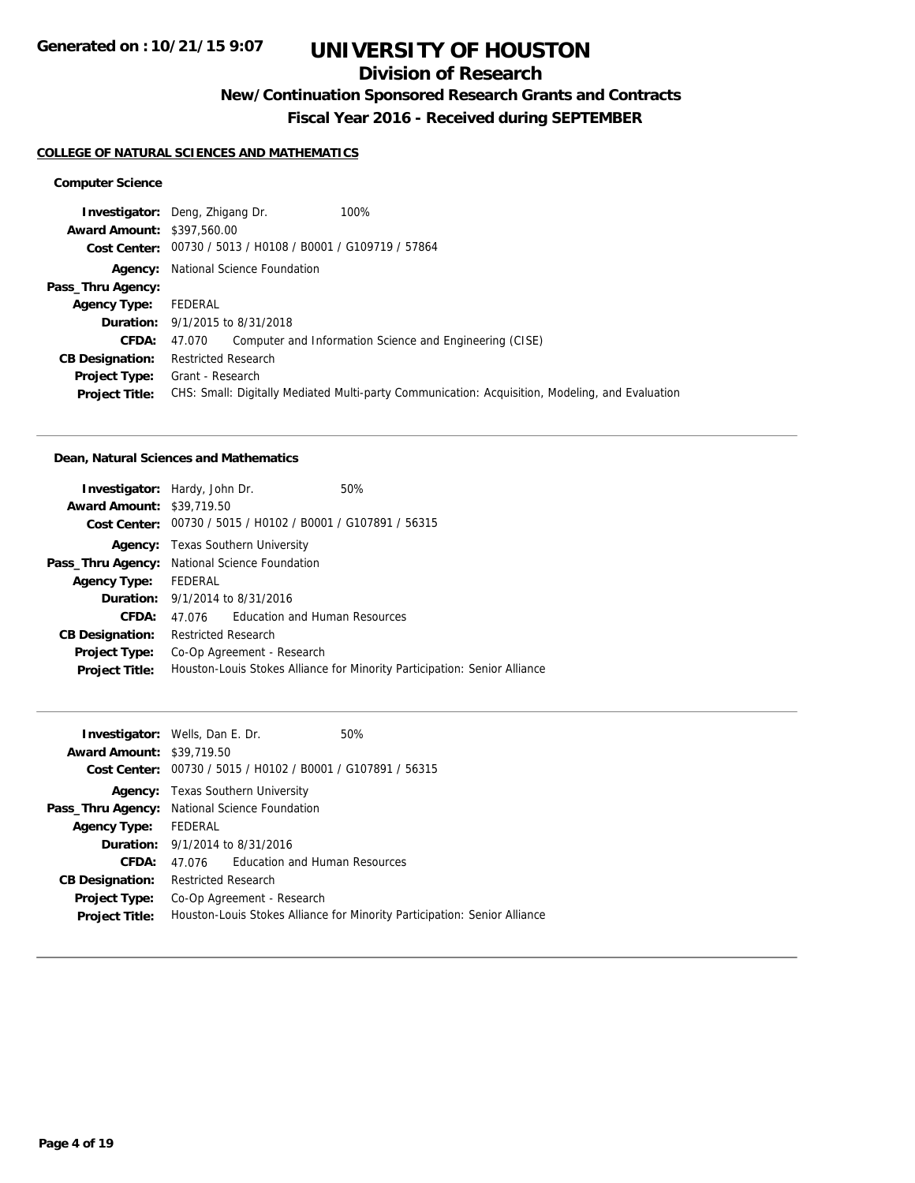**Generated on : 10/21/15 9:07**

# UNIVERSITY OF HOUSTON

## Division of Research

### New/Continuation Sponsored Research Grants and Contracts

### Fiscal Year 2016 - Received during SEPTEMBER

**COLLEGE OF NATURAL SCIENCES AND MATHEMATICS**

**Computer Science**

| | |
|---|---|
| **Investigator:** | Deng, Zhigang Dr. 100% |
| **Award Amount:** | $397,560.00 |
| **Cost Center:** | 00730 / 5013 / H0108 / B0001 / G109719 / 57864 |
| **Agency:** | National Science Foundation |
| **Pass_Thru Agency:** | |
| **Agency Type:** | FEDERAL |
| **Duration:** | 9/1/2015 to 8/31/2018 |
| **CFDA:** | 47.070 Computer and Information Science and Engineering (CISE) |
| **CB Designation:** | Restricted Research |
| **Project Type:** | Grant - Research |
| **Project Title:** | CHS: Small: Digitally Mediated Multi-party Communication: Acquisition, Modeling, and Evaluation |

---

**Dean, Natural Sciences and Mathematics**

| | |
|---|---|
| **Investigator:** | Hardy, John Dr. 50% |
| **Award Amount:** | $39,719.50 |
| **Cost Center:** | 00730 / 5015 / H0102 / B0001 / G107891 / 56315 |
| **Agency:** | Texas Southern University |
| **Pass_Thru Agency:** | National Science Foundation |
| **Agency Type:** | FEDERAL |
| **Duration:** | 9/1/2014 to 8/31/2016 |
| **CFDA:** | 47.076 Education and Human Resources |
| **CB Designation:** | Restricted Research |
| **Project Type:** | Co-Op Agreement - Research |
| **Project Title:** | Houston-Louis Stokes Alliance for Minority Participation: Senior Alliance |

---

| | |
|---|---|
| **Investigator:** | Wells, Dan E. Dr. 50% |
| **Award Amount:** | $39,719.50 |
| **Cost Center:** | 00730 / 5015 / H0102 / B0001 / G107891 / 56315 |
| **Agency:** | Texas Southern University |
| **Pass_Thru Agency:** | National Science Foundation |
| **Agency Type:** | FEDERAL |
| **Duration:** | 9/1/2014 to 8/31/2016 |
| **CFDA:** | 47.076 Education and Human Resources |
| **CB Designation:** | Restricted Research |
| **Project Type:** | Co-Op Agreement - Research |
| **Project Title:** | Houston-Louis Stokes Alliance for Minority Participation: Senior Alliance |

---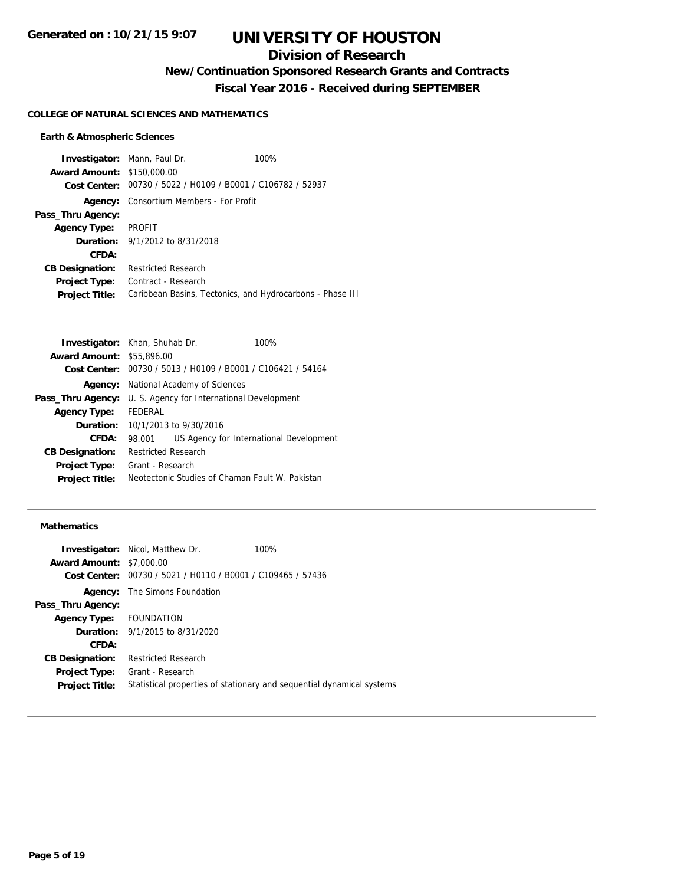# UNIVERSITY OF HOUSTON

## Division of Research

### New/Continuation Sponsored Research Grants and Contracts

### Fiscal Year 2016 - Received during SEPTEMBER

Generated on : 10/21/15 9:07

**COLLEGE OF NATURAL SCIENCES AND MATHEMATICS**

**Earth & Atmospheric Sciences**

**Investigator:** Mann, Paul Dr. 100%
**Award Amount:** $150,000.00
**Cost Center:** 00730 / 5022 / H0109 / B0001 / C106782 / 52937
**Agency:** Consortium Members - For Profit
**Pass_Thru Agency:**
**Agency Type:** PROFIT
**Duration:** 9/1/2012 to 8/31/2018
**CFDA:**
**CB Designation:** Restricted Research
**Project Type:** Contract - Research
**Project Title:** Caribbean Basins, Tectonics, and Hydrocarbons - Phase III

---

**Investigator:** Khan, Shuhab Dr. 100%
**Award Amount:** $55,896.00
**Cost Center:** 00730 / 5013 / H0109 / B0001 / C106421 / 54164
**Agency:** National Academy of Sciences
**Pass_Thru Agency:** U. S. Agency for International Development
**Agency Type:** FEDERAL
**Duration:** 10/1/2013 to 9/30/2016
**CFDA:** 98.001 US Agency for International Development
**CB Designation:** Restricted Research
**Project Type:** Grant - Research
**Project Title:** Neotectonic Studies of Chaman Fault W. Pakistan

---

**Mathematics**

**Investigator:** Nicol, Matthew Dr. 100%
**Award Amount:** $7,000.00
**Cost Center:** 00730 / 5021 / H0110 / B0001 / C109465 / 57436
**Agency:** The Simons Foundation
**Pass_Thru Agency:**
**Agency Type:** FOUNDATION
**Duration:** 9/1/2015 to 8/31/2020
**CFDA:**
**CB Designation:** Restricted Research
**Project Type:** Grant - Research
**Project Title:** Statistical properties of stationary and sequential dynamical systems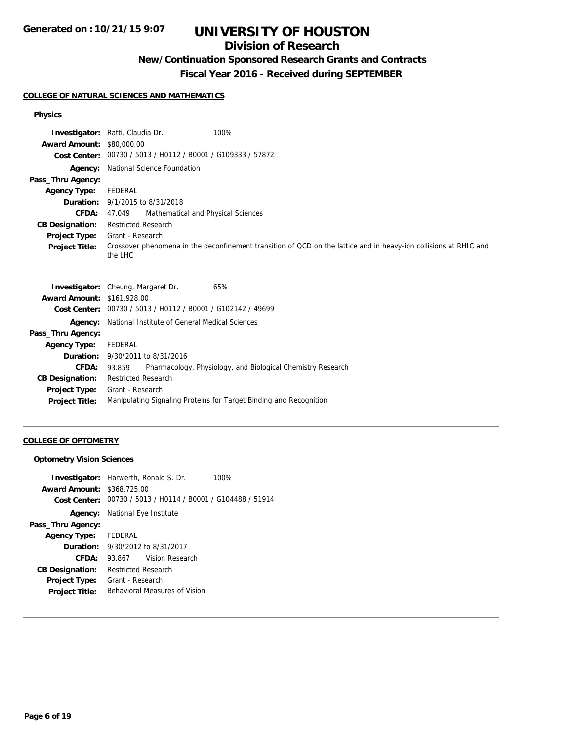# UNIVERSITY OF HOUSTON

## Division of Research

### New/Continuation Sponsored Research Grants and Contracts

### Fiscal Year 2016 - Received during SEPTEMBER

**COLLEGE OF NATURAL SCIENCES AND MATHEMATICS**

**Physics**

**Investigator:** Ratti, Claudia Dr. 100%
**Award Amount:** $80,000.00
**Cost Center:** 00730 / 5013 / H0112 / B0001 / G109333 / 57872
**Agency:** National Science Foundation
**Pass_Thru Agency:**
**Agency Type:** FEDERAL
**Duration:** 9/1/2015 to 8/31/2018
**CFDA:** 47.049 Mathematical and Physical Sciences
**CB Designation:** Restricted Research
**Project Type:** Grant - Research
**Project Title:** Crossover phenomena in the deconfinement transition of QCD on the lattice and in heavy-ion collisions at RHIC and the LHC

---

**Investigator:** Cheung, Margaret Dr. 65%
**Award Amount:** $161,928.00
**Cost Center:** 00730 / 5013 / H0112 / B0001 / G102142 / 49699
**Agency:** National Institute of General Medical Sciences
**Pass_Thru Agency:**
**Agency Type:** FEDERAL
**Duration:** 9/30/2011 to 8/31/2016
**CFDA:** 93.859 Pharmacology, Physiology, and Biological Chemistry Research
**CB Designation:** Restricted Research
**Project Type:** Grant - Research
**Project Title:** Manipulating Signaling Proteins for Target Binding and Recognition

---

**COLLEGE OF OPTOMETRY**

**Optometry Vision Sciences**

**Investigator:** Harwerth, Ronald S. Dr. 100%
**Award Amount:** $368,725.00
**Cost Center:** 00730 / 5013 / H0114 / B0001 / G104488 / 51914
**Agency:** National Eye Institute
**Pass_Thru Agency:**
**Agency Type:** FEDERAL
**Duration:** 9/30/2012 to 8/31/2017
**CFDA:** 93.867 Vision Research
**CB Designation:** Restricted Research
**Project Type:** Grant - Research
**Project Title:** Behavioral Measures of Vision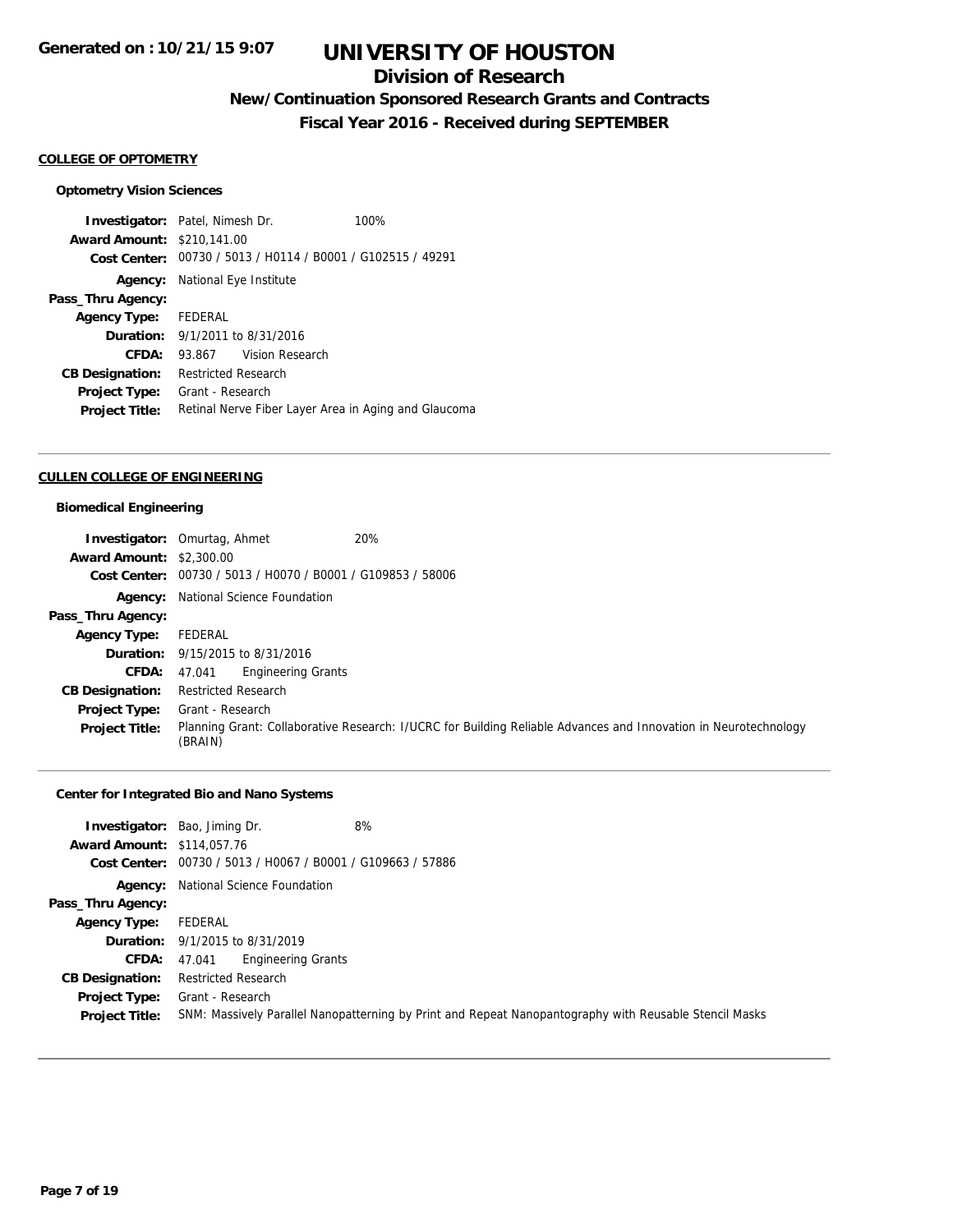**Generated on : 10/21/15 9:07**

# UNIVERSITY OF HOUSTON

## Division of Research

### New/Continuation Sponsored Research Grants and Contracts

### Fiscal Year 2016 - Received during SEPTEMBER

#### COLLEGE OF OPTOMETRY

**Optometry Vision Sciences**

**Investigator:** Patel, Nimesh Dr. 100%
**Award Amount:** $210,141.00
**Cost Center:** 00730 / 5013 / H0114 / B0001 / G102515 / 49291
**Agency:** National Eye Institute
**Pass_Thru Agency:**
**Agency Type:** FEDERAL
**Duration:** 9/1/2011 to 8/31/2016
**CFDA:** 93.867 Vision Research
**CB Designation:** Restricted Research
**Project Type:** Grant - Research
**Project Title:** Retinal Nerve Fiber Layer Area in Aging and Glaucoma

---

#### CULLEN COLLEGE OF ENGINEERING

**Biomedical Engineering**

**Investigator:** Omurtag, Ahmet 20%
**Award Amount:** $2,300.00
**Cost Center:** 00730 / 5013 / H0070 / B0001 / G109853 / 58006
**Agency:** National Science Foundation
**Pass_Thru Agency:**
**Agency Type:** FEDERAL
**Duration:** 9/15/2015 to 8/31/2016
**CFDA:** 47.041 Engineering Grants
**CB Designation:** Restricted Research
**Project Type:** Grant - Research
**Project Title:** Planning Grant: Collaborative Research: I/UCRC for Building Reliable Advances and Innovation in Neurotechnology (BRAIN)

---

**Center for Integrated Bio and Nano Systems**

**Investigator:** Bao, Jiming Dr. 8%
**Award Amount:** $114,057.76
**Cost Center:** 00730 / 5013 / H0067 / B0001 / G109663 / 57886
**Agency:** National Science Foundation
**Pass_Thru Agency:**
**Agency Type:** FEDERAL
**Duration:** 9/1/2015 to 8/31/2019
**CFDA:** 47.041 Engineering Grants
**CB Designation:** Restricted Research
**Project Type:** Grant - Research
**Project Title:** SNM: Massively Parallel Nanopatterning by Print and Repeat Nanopantography with Reusable Stencil Masks

---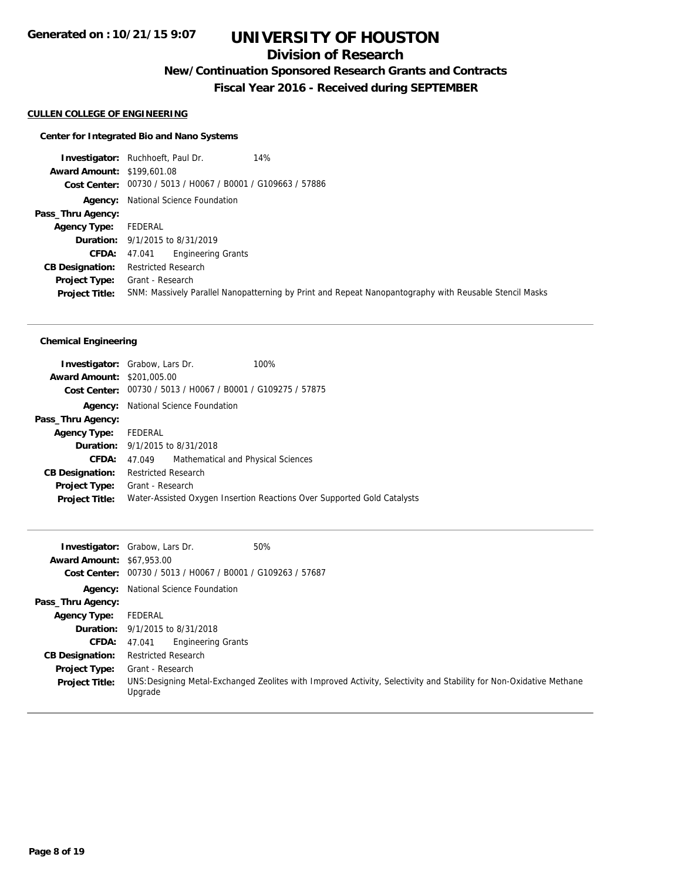**Generated on : 10/21/15 9:07**

# UNIVERSITY OF HOUSTON

## Division of Research

### New/Continuation Sponsored Research Grants and Contracts

### Fiscal Year 2016 - Received during SEPTEMBER

**CULLEN COLLEGE OF ENGINEERING**

**Center for Integrated Bio and Nano Systems**

**Investigator:** Ruchhoeft, Paul Dr. 14%
**Award Amount:** $199,601.08
**Cost Center:** 00730 / 5013 / H0067 / B0001 / G109663 / 57886
**Agency:** National Science Foundation
**Pass_Thru Agency:**
**Agency Type:** FEDERAL
**Duration:** 9/1/2015 to 8/31/2019
**CFDA:** 47.041 Engineering Grants
**CB Designation:** Restricted Research
**Project Type:** Grant - Research
**Project Title:** SNM: Massively Parallel Nanopatterning by Print and Repeat Nanopantography with Reusable Stencil Masks

---

**Chemical Engineering**

**Investigator:** Grabow, Lars Dr. 100%
**Award Amount:** $201,005.00
**Cost Center:** 00730 / 5013 / H0067 / B0001 / G109275 / 57875
**Agency:** National Science Foundation
**Pass_Thru Agency:**
**Agency Type:** FEDERAL
**Duration:** 9/1/2015 to 8/31/2018
**CFDA:** 47.049 Mathematical and Physical Sciences
**CB Designation:** Restricted Research
**Project Type:** Grant - Research
**Project Title:** Water-Assisted Oxygen Insertion Reactions Over Supported Gold Catalysts

---

**Investigator:** Grabow, Lars Dr. 50%
**Award Amount:** $67,953.00
**Cost Center:** 00730 / 5013 / H0067 / B0001 / G109263 / 57687
**Agency:** National Science Foundation
**Pass_Thru Agency:**
**Agency Type:** FEDERAL
**Duration:** 9/1/2015 to 8/31/2018
**CFDA:** 47.041 Engineering Grants
**CB Designation:** Restricted Research
**Project Type:** Grant - Research
**Project Title:** UNS:Designing Metal-Exchanged Zeolites with Improved Activity, Selectivity and Stability for Non-Oxidative Methane Upgrade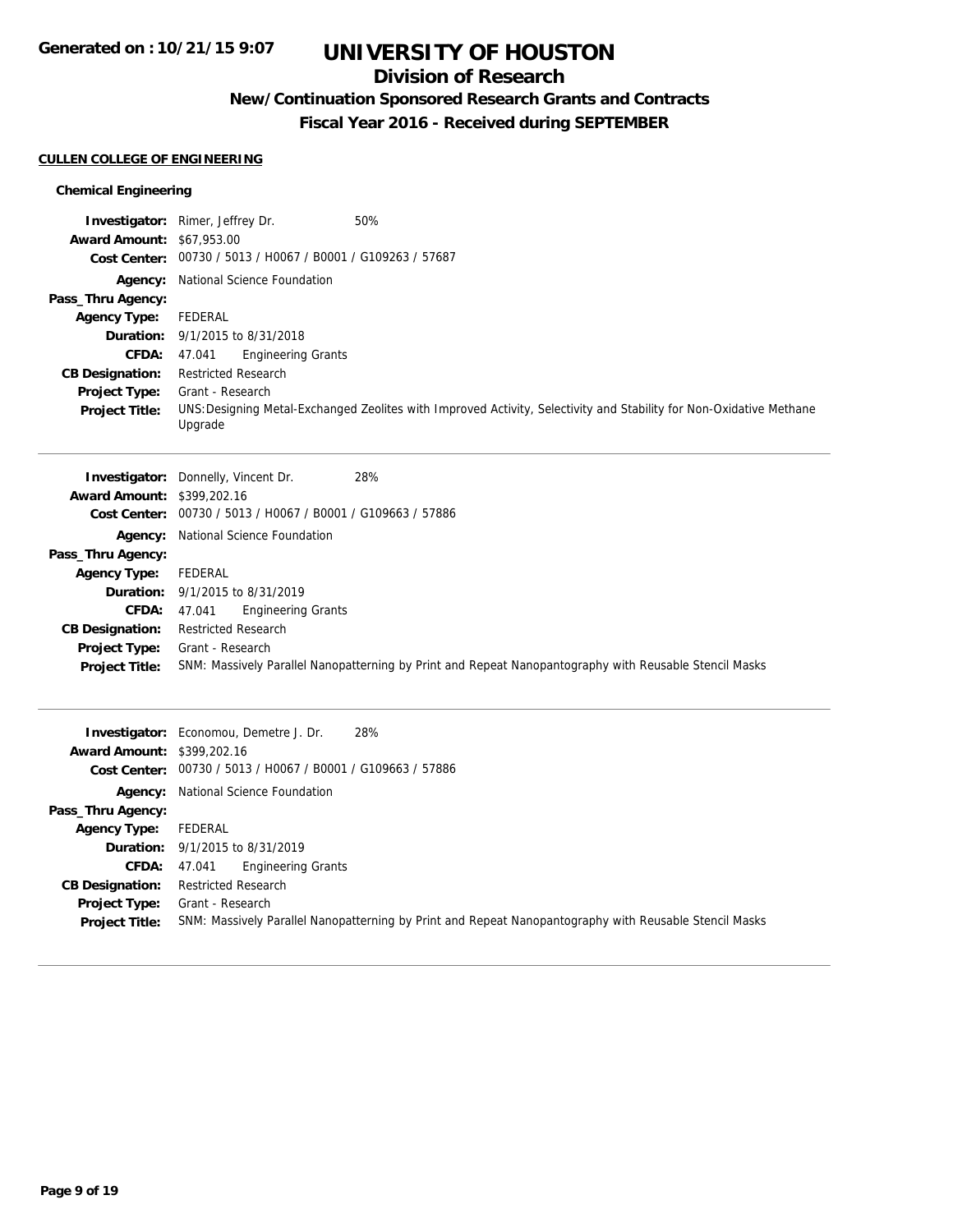Generated on : 10/21/15 9:07

# UNIVERSITY OF HOUSTON

## Division of Research

### New/Continuation Sponsored Research Grants and Contracts

### Fiscal Year 2016 - Received during SEPTEMBER

**CULLEN COLLEGE OF ENGINEERING**

**Chemical Engineering**

**Investigator:** Rimer, Jeffrey Dr. 50%
**Award Amount:** $67,953.00
**Cost Center:** 00730 / 5013 / H0067 / B0001 / G109263 / 57687
**Agency:** National Science Foundation
**Pass_Thru Agency:**
**Agency Type:** FEDERAL
**Duration:** 9/1/2015 to 8/31/2018
**CFDA:** 47.041 Engineering Grants
**CB Designation:** Restricted Research
**Project Type:** Grant - Research
**Project Title:** UNS:Designing Metal-Exchanged Zeolites with Improved Activity, Selectivity and Stability for Non-Oxidative Methane Upgrade

---

**Investigator:** Donnelly, Vincent Dr. 28%
**Award Amount:** $399,202.16
**Cost Center:** 00730 / 5013 / H0067 / B0001 / G109663 / 57886
**Agency:** National Science Foundation
**Pass_Thru Agency:**
**Agency Type:** FEDERAL
**Duration:** 9/1/2015 to 8/31/2019
**CFDA:** 47.041 Engineering Grants
**CB Designation:** Restricted Research
**Project Type:** Grant - Research
**Project Title:** SNM: Massively Parallel Nanopatterning by Print and Repeat Nanopantography with Reusable Stencil Masks

---

**Investigator:** Economou, Demetre J. Dr. 28%
**Award Amount:** $399,202.16
**Cost Center:** 00730 / 5013 / H0067 / B0001 / G109663 / 57886
**Agency:** National Science Foundation
**Pass_Thru Agency:**
**Agency Type:** FEDERAL
**Duration:** 9/1/2015 to 8/31/2019
**CFDA:** 47.041 Engineering Grants
**CB Designation:** Restricted Research
**Project Type:** Grant - Research
**Project Title:** SNM: Massively Parallel Nanopatterning by Print and Repeat Nanopantography with Reusable Stencil Masks

---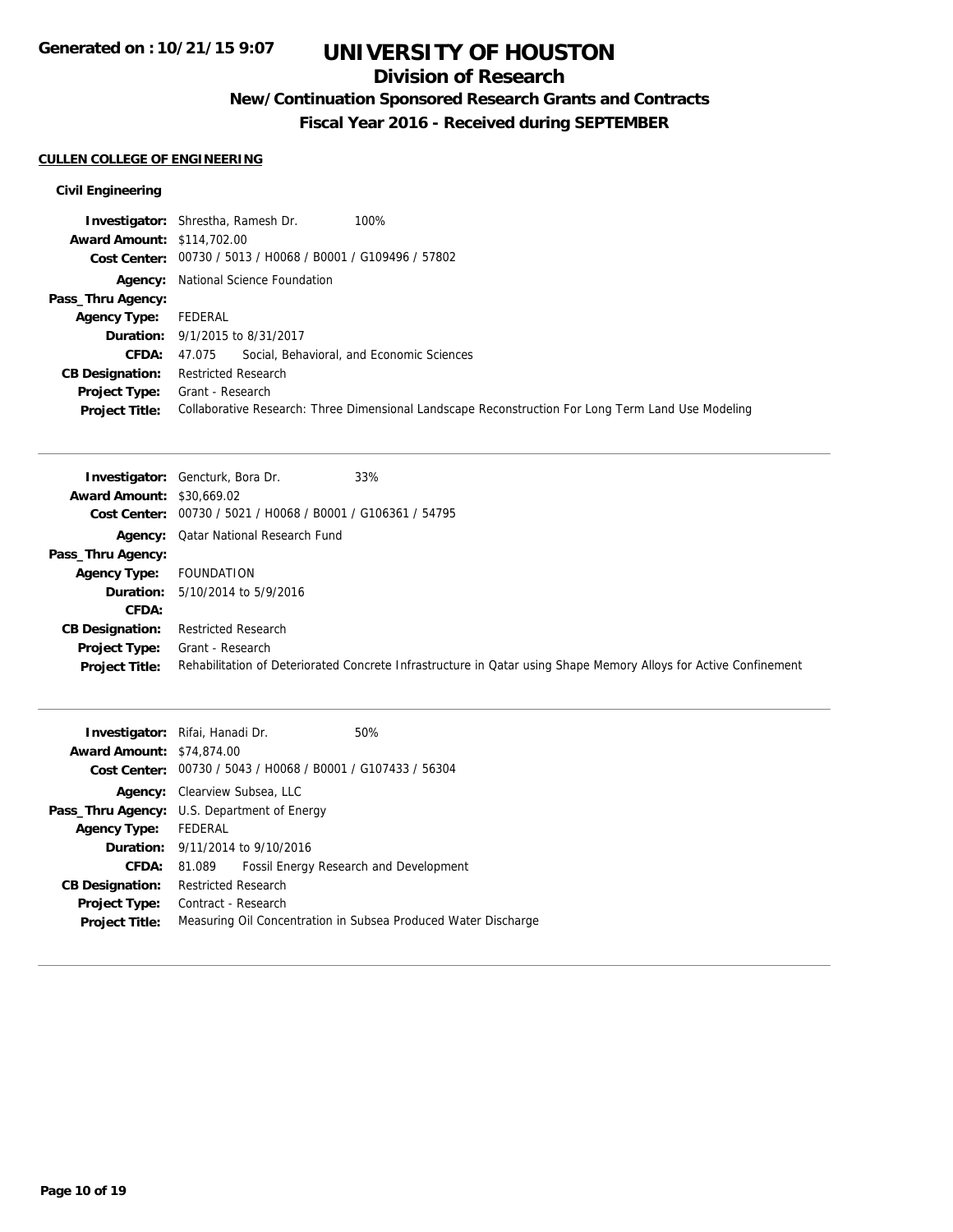# UNIVERSITY OF HOUSTON

## Division of Research

### New/Continuation Sponsored Research Grants and Contracts

### Fiscal Year 2016 - Received during SEPTEMBER

**Generated on : 10/21/15 9:07**

#### CULLEN COLLEGE OF ENGINEERING

**Civil Engineering**

| | |
|---|---|
| **Investigator:** | Shrestha, Ramesh Dr. 100% |
| **Award Amount:** | $114,702.00 |
| **Cost Center:** | 00730 / 5013 / H0068 / B0001 / G109496 / 57802 |
| **Agency:** | National Science Foundation |
| **Pass_Thru Agency:** | |
| **Agency Type:** | FEDERAL |
| **Duration:** | 9/1/2015 to 8/31/2017 |
| **CFDA:** | 47.075 Social, Behavioral, and Economic Sciences |
| **CB Designation:** | Restricted Research |
| **Project Type:** | Grant - Research |
| **Project Title:** | Collaborative Research: Three Dimensional Landscape Reconstruction For Long Term Land Use Modeling |

---

| | |
|---|---|
| **Investigator:** | Gencturk, Bora Dr. 33% |
| **Award Amount:** | $30,669.02 |
| **Cost Center:** | 00730 / 5021 / H0068 / B0001 / G106361 / 54795 |
| **Agency:** | Qatar National Research Fund |
| **Pass_Thru Agency:** | |
| **Agency Type:** | FOUNDATION |
| **Duration:** | 5/10/2014 to 5/9/2016 |
| **CFDA:** | |
| **CB Designation:** | Restricted Research |
| **Project Type:** | Grant - Research |
| **Project Title:** | Rehabilitation of Deteriorated Concrete Infrastructure in Qatar using Shape Memory Alloys for Active Confinement |

---

| | |
|---|---|
| **Investigator:** | Rifai, Hanadi Dr. 50% |
| **Award Amount:** | $74,874.00 |
| **Cost Center:** | 00730 / 5043 / H0068 / B0001 / G107433 / 56304 |
| **Agency:** | Clearview Subsea, LLC |
| **Pass_Thru Agency:** | U.S. Department of Energy |
| **Agency Type:** | FEDERAL |
| **Duration:** | 9/11/2014 to 9/10/2016 |
| **CFDA:** | 81.089 Fossil Energy Research and Development |
| **CB Designation:** | Restricted Research |
| **Project Type:** | Contract - Research |
| **Project Title:** | Measuring Oil Concentration in Subsea Produced Water Discharge |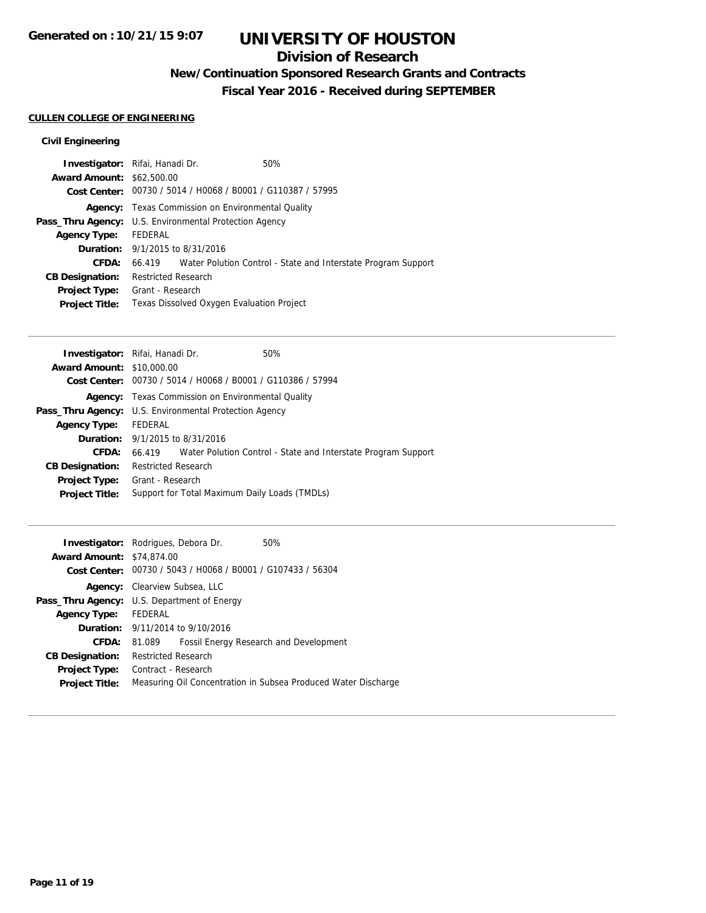# UNIVERSITY OF HOUSTON

## Division of Research

### New/Continuation Sponsored Research Grants and Contracts

### Fiscal Year 2016 - Received during SEPTEMBER

**CULLEN COLLEGE OF ENGINEERING**

**Civil Engineering**

**Investigator:** Rifai, Hanadi Dr. 50%
**Award Amount:** $62,500.00
**Cost Center:** 00730 / 5014 / H0068 / B0001 / G110387 / 57995
**Agency:** Texas Commission on Environmental Quality
**Pass_Thru Agency:** U.S. Environmental Protection Agency
**Agency Type:** FEDERAL
**Duration:** 9/1/2015 to 8/31/2016
**CFDA:** 66.419 Water Polution Control - State and Interstate Program Support
**CB Designation:** Restricted Research
**Project Type:** Grant - Research
**Project Title:** Texas Dissolved Oxygen Evaluation Project

---

**Investigator:** Rifai, Hanadi Dr. 50%
**Award Amount:** $10,000.00
**Cost Center:** 00730 / 5014 / H0068 / B0001 / G110386 / 57994
**Agency:** Texas Commission on Environmental Quality
**Pass_Thru Agency:** U.S. Environmental Protection Agency
**Agency Type:** FEDERAL
**Duration:** 9/1/2015 to 8/31/2016
**CFDA:** 66.419 Water Polution Control - State and Interstate Program Support
**CB Designation:** Restricted Research
**Project Type:** Grant - Research
**Project Title:** Support for Total Maximum Daily Loads (TMDLs)

---

**Investigator:** Rodrigues, Debora Dr. 50%
**Award Amount:** $74,874.00
**Cost Center:** 00730 / 5043 / H0068 / B0001 / G107433 / 56304
**Agency:** Clearview Subsea, LLC
**Pass_Thru Agency:** U.S. Department of Energy
**Agency Type:** FEDERAL
**Duration:** 9/11/2014 to 9/10/2016
**CFDA:** 81.089 Fossil Energy Research and Development
**CB Designation:** Restricted Research
**Project Type:** Contract - Research
**Project Title:** Measuring Oil Concentration in Subsea Produced Water Discharge

---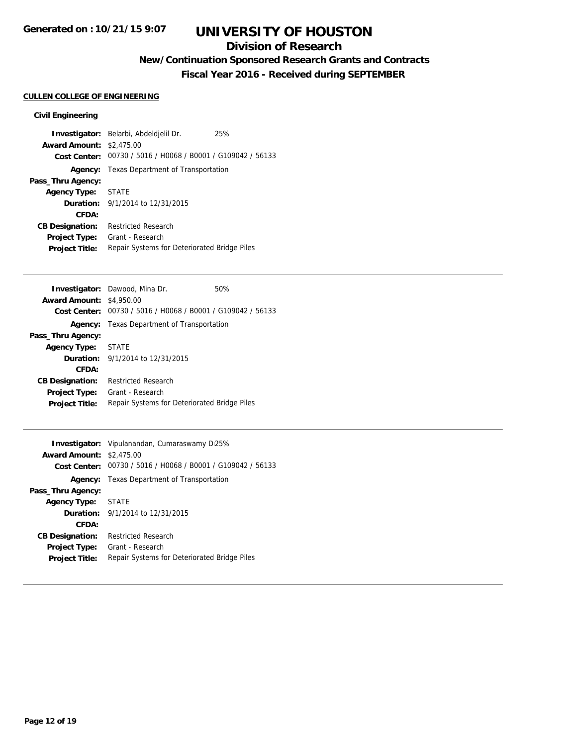# UNIVERSITY OF HOUSTON

## Division of Research

### New/Continuation Sponsored Research Grants and Contracts

### Fiscal Year 2016 - Received during SEPTEMBER

**CULLEN COLLEGE OF ENGINEERING**

**Civil Engineering**

**Investigator:** Belarbi, Abdeldjelil Dr. 25%
**Award Amount:** $2,475.00
**Cost Center:** 00730 / 5016 / H0068 / B0001 / G109042 / 56133
**Agency:** Texas Department of Transportation
**Pass_Thru Agency:**
**Agency Type:** STATE
**Duration:** 9/1/2014 to 12/31/2015
**CFDA:**
**CB Designation:** Restricted Research
**Project Type:** Grant - Research
**Project Title:** Repair Systems for Deteriorated Bridge Piles

---

**Investigator:** Dawood, Mina Dr. 50%
**Award Amount:** $4,950.00
**Cost Center:** 00730 / 5016 / H0068 / B0001 / G109042 / 56133
**Agency:** Texas Department of Transportation
**Pass_Thru Agency:**
**Agency Type:** STATE
**Duration:** 9/1/2014 to 12/31/2015
**CFDA:**
**CB Designation:** Restricted Research
**Project Type:** Grant - Research
**Project Title:** Repair Systems for Deteriorated Bridge Piles

---

**Investigator:** Vipulanandan, Cumaraswamy Di25%
**Award Amount:** $2,475.00
**Cost Center:** 00730 / 5016 / H0068 / B0001 / G109042 / 56133
**Agency:** Texas Department of Transportation
**Pass_Thru Agency:**
**Agency Type:** STATE
**Duration:** 9/1/2014 to 12/31/2015
**CFDA:**
**CB Designation:** Restricted Research
**Project Type:** Grant - Research
**Project Title:** Repair Systems for Deteriorated Bridge Piles

---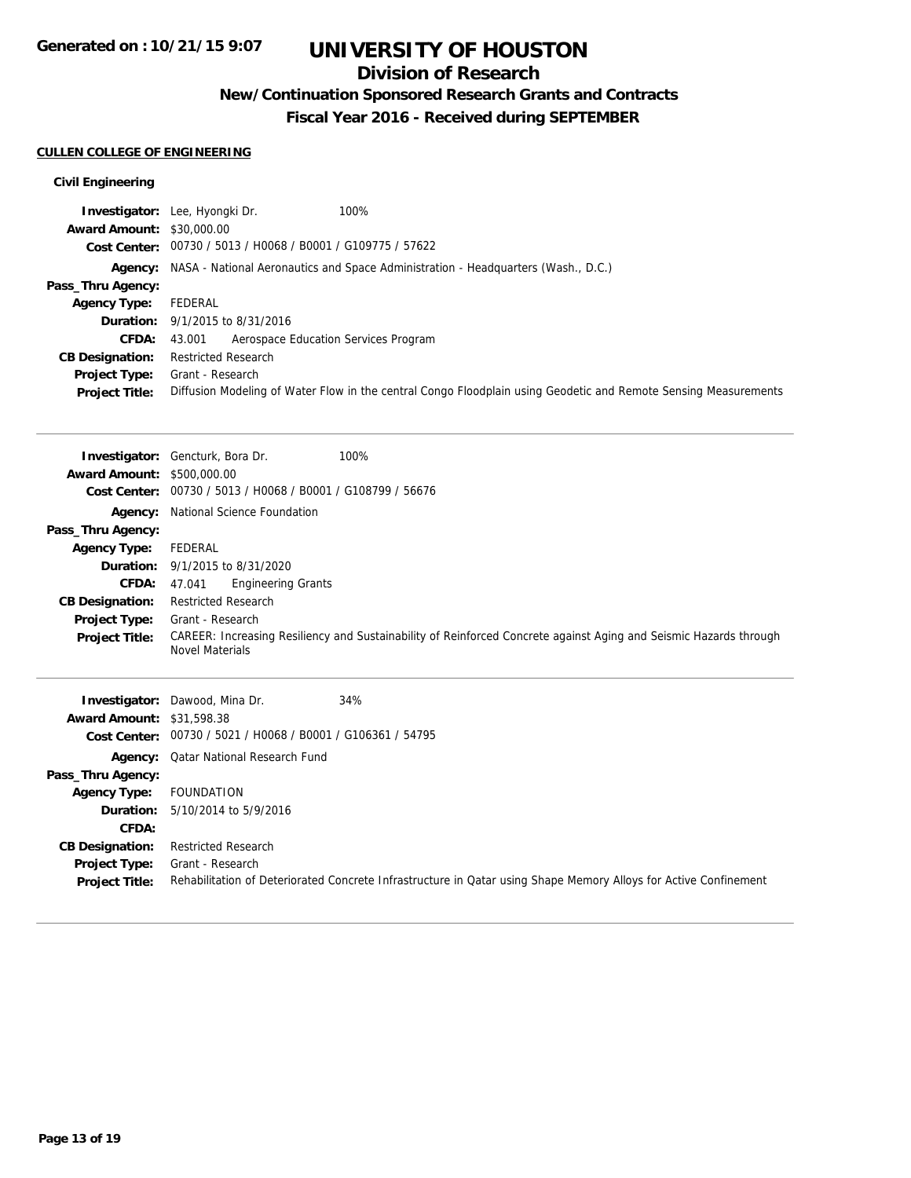# UNIVERSITY OF HOUSTON

## Division of Research

### New/Continuation Sponsored Research Grants and Contracts

### Fiscal Year 2016 - Received during SEPTEMBER

**CULLEN COLLEGE OF ENGINEERING**

**Civil Engineering**

**Investigator:** Lee, Hyongki Dr. 100%
**Award Amount:** $30,000.00
**Cost Center:** 00730 / 5013 / H0068 / B0001 / G109775 / 57622
**Agency:** NASA - National Aeronautics and Space Administration - Headquarters (Wash., D.C.)
**Pass_Thru Agency:**
**Agency Type:** FEDERAL
**Duration:** 9/1/2015 to 8/31/2016
**CFDA:** 43.001 Aerospace Education Services Program
**CB Designation:** Restricted Research
**Project Type:** Grant - Research
**Project Title:** Diffusion Modeling of Water Flow in the central Congo Floodplain using Geodetic and Remote Sensing Measurements

---

**Investigator:** Gencturk, Bora Dr. 100%
**Award Amount:** $500,000.00
**Cost Center:** 00730 / 5013 / H0068 / B0001 / G108799 / 56676
**Agency:** National Science Foundation
**Pass_Thru Agency:**
**Agency Type:** FEDERAL
**Duration:** 9/1/2015 to 8/31/2020
**CFDA:** 47.041 Engineering Grants
**CB Designation:** Restricted Research
**Project Type:** Grant - Research
**Project Title:** CAREER: Increasing Resiliency and Sustainability of Reinforced Concrete against Aging and Seismic Hazards through Novel Materials

---

**Investigator:** Dawood, Mina Dr. 34%
**Award Amount:** $31,598.38
**Cost Center:** 00730 / 5021 / H0068 / B0001 / G106361 / 54795
**Agency:** Qatar National Research Fund
**Pass_Thru Agency:**
**Agency Type:** FOUNDATION
**Duration:** 5/10/2014 to 5/9/2016
**CFDA:**
**CB Designation:** Restricted Research
**Project Type:** Grant - Research
**Project Title:** Rehabilitation of Deteriorated Concrete Infrastructure in Qatar using Shape Memory Alloys for Active Confinement

---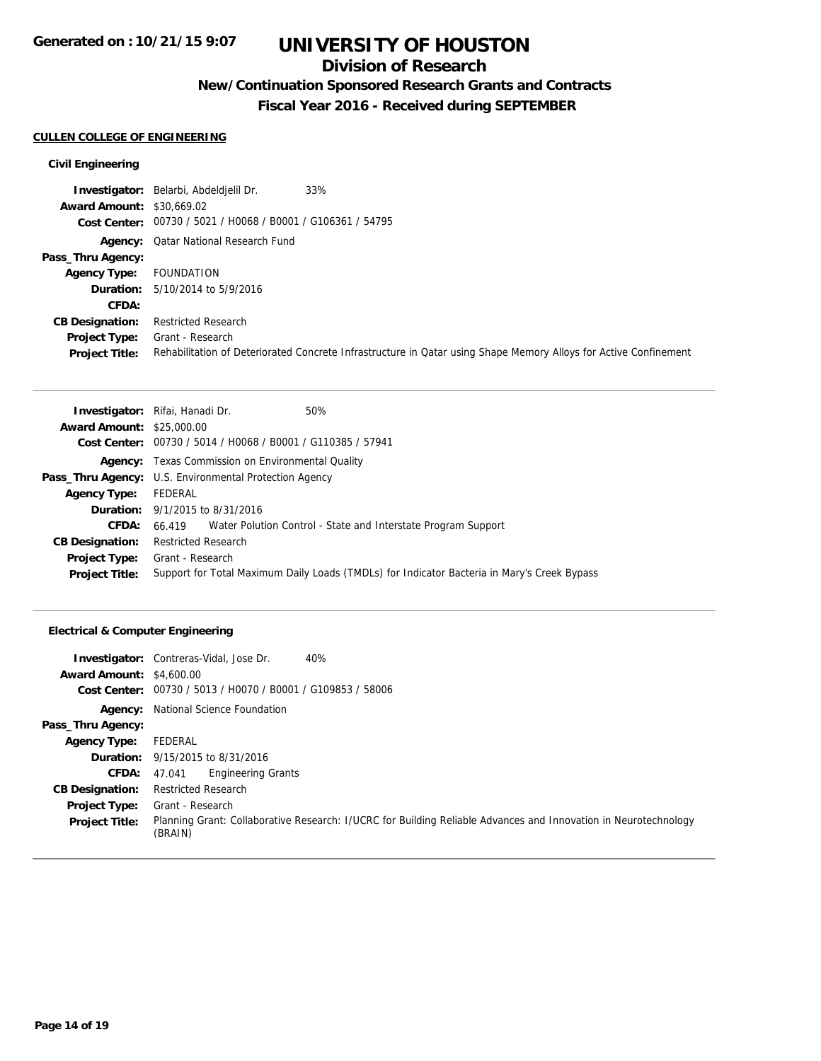**Generated on : 10/21/15 9:07**

# UNIVERSITY OF HOUSTON

## Division of Research

### New/Continuation Sponsored Research Grants and Contracts

### Fiscal Year 2016 - Received during SEPTEMBER

**CULLEN COLLEGE OF ENGINEERING**

**Civil Engineering**

**Investigator:** Belarbi, Abdeldjelil Dr. 33%
**Award Amount:** $30,669.02
**Cost Center:** 00730 / 5021 / H0068 / B0001 / G106361 / 54795
**Agency:** Qatar National Research Fund
**Pass_Thru Agency:**
**Agency Type:** FOUNDATION
**Duration:** 5/10/2014 to 5/9/2016
**CFDA:**
**CB Designation:** Restricted Research
**Project Type:** Grant - Research
**Project Title:** Rehabilitation of Deteriorated Concrete Infrastructure in Qatar using Shape Memory Alloys for Active Confinement

---

**Investigator:** Rifai, Hanadi Dr. 50%
**Award Amount:** $25,000.00
**Cost Center:** 00730 / 5014 / H0068 / B0001 / G110385 / 57941
**Agency:** Texas Commission on Environmental Quality
**Pass_Thru Agency:** U.S. Environmental Protection Agency
**Agency Type:** FEDERAL
**Duration:** 9/1/2015 to 8/31/2016
**CFDA:** 66.419 Water Polution Control - State and Interstate Program Support
**CB Designation:** Restricted Research
**Project Type:** Grant - Research
**Project Title:** Support for Total Maximum Daily Loads (TMDLs) for Indicator Bacteria in Mary's Creek Bypass

---

**Electrical & Computer Engineering**

**Investigator:** Contreras-Vidal, Jose Dr. 40%
**Award Amount:** $4,600.00
**Cost Center:** 00730 / 5013 / H0070 / B0001 / G109853 / 58006
**Agency:** National Science Foundation
**Pass_Thru Agency:**
**Agency Type:** FEDERAL
**Duration:** 9/15/2015 to 8/31/2016
**CFDA:** 47.041 Engineering Grants
**CB Designation:** Restricted Research
**Project Type:** Grant - Research
**Project Title:** Planning Grant: Collaborative Research: I/UCRC for Building Reliable Advances and Innovation in Neurotechnology (BRAIN)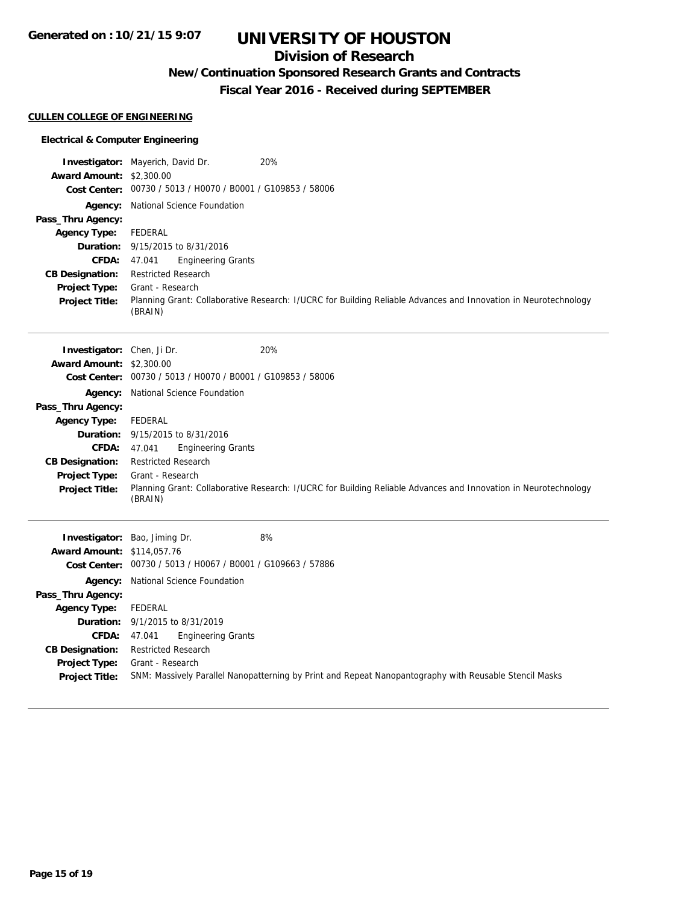# UNIVERSITY OF HOUSTON

## Division of Research

### New/Continuation Sponsored Research Grants and Contracts

### Fiscal Year 2016 - Received during SEPTEMBER

Generated on : 10/21/15 9:07

**CULLEN COLLEGE OF ENGINEERING**

**Electrical & Computer Engineering**

**Investigator:** Mayerich, David Dr. 20%
**Award Amount:** $2,300.00
**Cost Center:** 00730 / 5013 / H0070 / B0001 / G109853 / 58006
**Agency:** National Science Foundation
**Pass_Thru Agency:**
**Agency Type:** FEDERAL
**Duration:** 9/15/2015 to 8/31/2016
**CFDA:** 47.041 Engineering Grants
**CB Designation:** Restricted Research
**Project Type:** Grant - Research
**Project Title:** Planning Grant: Collaborative Research: I/UCRC for Building Reliable Advances and Innovation in Neurotechnology (BRAIN)

---

**Investigator:** Chen, Ji Dr. 20%
**Award Amount:** $2,300.00
**Cost Center:** 00730 / 5013 / H0070 / B0001 / G109853 / 58006
**Agency:** National Science Foundation
**Pass_Thru Agency:**
**Agency Type:** FEDERAL
**Duration:** 9/15/2015 to 8/31/2016
**CFDA:** 47.041 Engineering Grants
**CB Designation:** Restricted Research
**Project Type:** Grant - Research
**Project Title:** Planning Grant: Collaborative Research: I/UCRC for Building Reliable Advances and Innovation in Neurotechnology (BRAIN)

---

**Investigator:** Bao, Jiming Dr. 8%
**Award Amount:** $114,057.76
**Cost Center:** 00730 / 5013 / H0067 / B0001 / G109663 / 57886
**Agency:** National Science Foundation
**Pass_Thru Agency:**
**Agency Type:** FEDERAL
**Duration:** 9/1/2015 to 8/31/2019
**CFDA:** 47.041 Engineering Grants
**CB Designation:** Restricted Research
**Project Type:** Grant - Research
**Project Title:** SNM: Massively Parallel Nanopatterning by Print and Repeat Nanopantography with Reusable Stencil Masks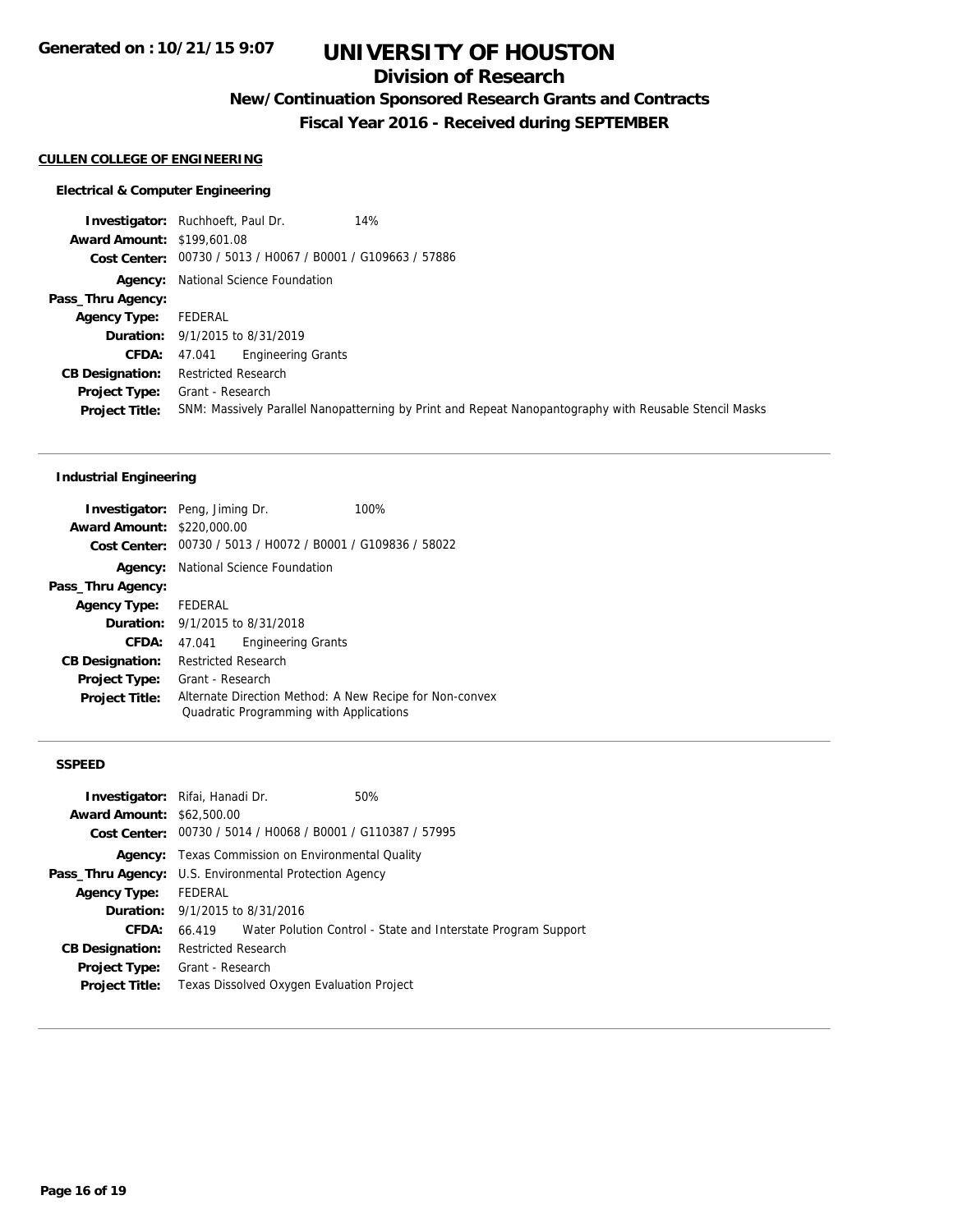# UNIVERSITY OF HOUSTON

## Division of Research

### New/Continuation Sponsored Research Grants and Contracts

### Fiscal Year 2016 - Received during SEPTEMBER

Generated on : 10/21/15 9:07

**CULLEN COLLEGE OF ENGINEERING**

**Electrical & Computer Engineering**

**Investigator:** Ruchhoeft, Paul Dr. 14%
**Award Amount:** $199,601.08
**Cost Center:** 00730 / 5013 / H0067 / B0001 / G109663 / 57886
**Agency:** National Science Foundation
**Pass_Thru Agency:**
**Agency Type:** FEDERAL
**Duration:** 9/1/2015 to 8/31/2019
**CFDA:** 47.041 Engineering Grants
**CB Designation:** Restricted Research
**Project Type:** Grant - Research
**Project Title:** SNM: Massively Parallel Nanopatterning by Print and Repeat Nanopantography with Reusable Stencil Masks

---

**Industrial Engineering**

**Investigator:** Peng, Jiming Dr. 100%
**Award Amount:** $220,000.00
**Cost Center:** 00730 / 5013 / H0072 / B0001 / G109836 / 58022
**Agency:** National Science Foundation
**Pass_Thru Agency:**
**Agency Type:** FEDERAL
**Duration:** 9/1/2015 to 8/31/2018
**CFDA:** 47.041 Engineering Grants
**CB Designation:** Restricted Research
**Project Type:** Grant - Research
**Project Title:** Alternate Direction Method: A New Recipe for Non-convex Quadratic Programming with Applications

---

**SSPEED**

**Investigator:** Rifai, Hanadi Dr. 50%
**Award Amount:** $62,500.00
**Cost Center:** 00730 / 5014 / H0068 / B0001 / G110387 / 57995
**Agency:** Texas Commission on Environmental Quality
**Pass_Thru Agency:** U.S. Environmental Protection Agency
**Agency Type:** FEDERAL
**Duration:** 9/1/2015 to 8/31/2016
**CFDA:** 66.419 Water Polution Control - State and Interstate Program Support
**CB Designation:** Restricted Research
**Project Type:** Grant - Research
**Project Title:** Texas Dissolved Oxygen Evaluation Project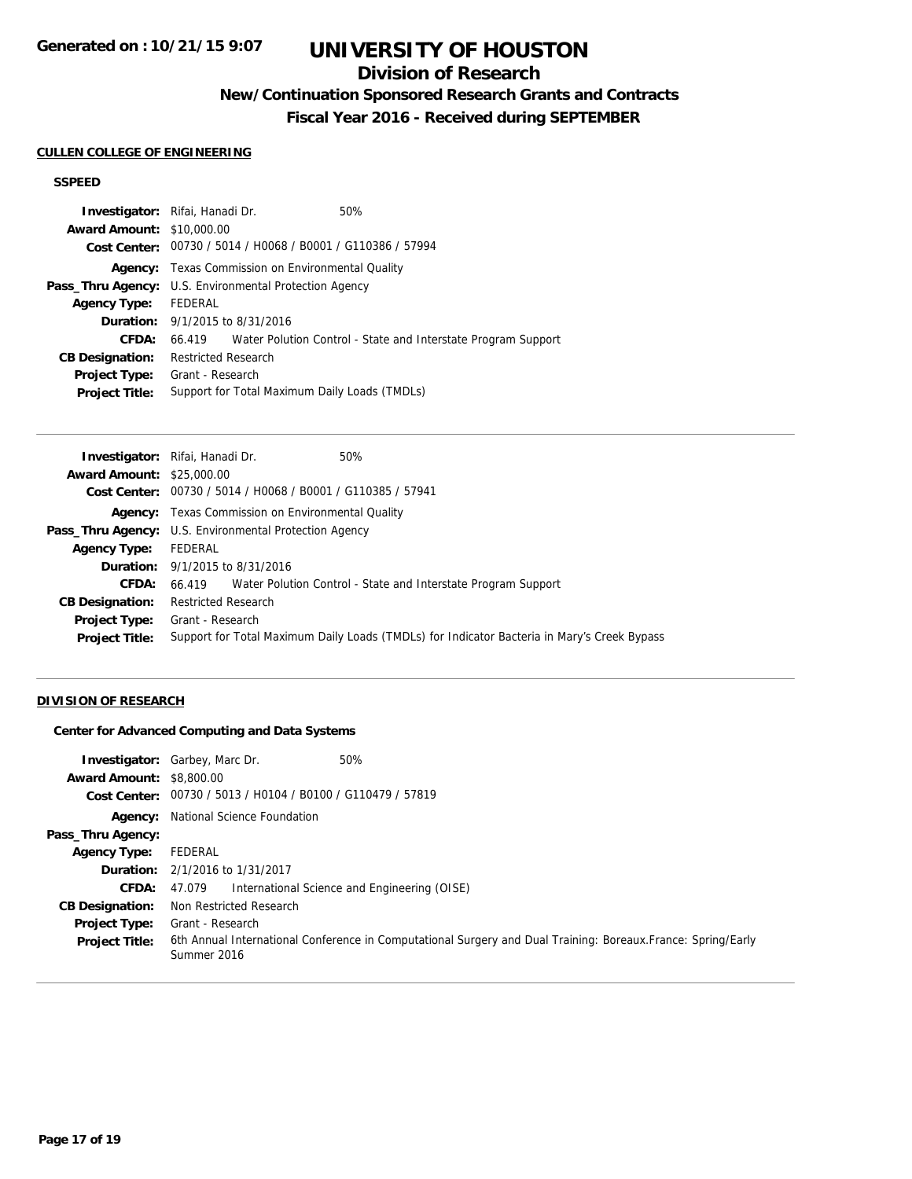# UNIVERSITY OF HOUSTON

## Division of Research

### New/Continuation Sponsored Research Grants and Contracts

### Fiscal Year 2016 - Received during SEPTEMBER

**Generated on : 10/21/15 9:07**

**CULLEN COLLEGE OF ENGINEERING**

**SSPEED**

**Investigator:** Rifai, Hanadi Dr. 50%
**Award Amount:** $10,000.00
**Cost Center:** 00730 / 5014 / H0068 / B0001 / G110386 / 57994
**Agency:** Texas Commission on Environmental Quality
**Pass_Thru Agency:** U.S. Environmental Protection Agency
**Agency Type:** FEDERAL
**Duration:** 9/1/2015 to 8/31/2016
**CFDA:** 66.419 Water Polution Control - State and Interstate Program Support
**CB Designation:** Restricted Research
**Project Type:** Grant - Research
**Project Title:** Support for Total Maximum Daily Loads (TMDLs)

---

**Investigator:** Rifai, Hanadi Dr. 50%
**Award Amount:** $25,000.00
**Cost Center:** 00730 / 5014 / H0068 / B0001 / G110385 / 57941
**Agency:** Texas Commission on Environmental Quality
**Pass_Thru Agency:** U.S. Environmental Protection Agency
**Agency Type:** FEDERAL
**Duration:** 9/1/2015 to 8/31/2016
**CFDA:** 66.419 Water Polution Control - State and Interstate Program Support
**CB Designation:** Restricted Research
**Project Type:** Grant - Research
**Project Title:** Support for Total Maximum Daily Loads (TMDLs) for Indicator Bacteria in Mary's Creek Bypass

---

**DIVISION OF RESEARCH**

**Center for Advanced Computing and Data Systems**

**Investigator:** Garbey, Marc Dr. 50%
**Award Amount:** $8,800.00
**Cost Center:** 00730 / 5013 / H0104 / B0100 / G110479 / 57819
**Agency:** National Science Foundation
**Pass_Thru Agency:**
**Agency Type:** FEDERAL
**Duration:** 2/1/2016 to 1/31/2017
**CFDA:** 47.079 International Science and Engineering (OISE)
**CB Designation:** Non Restricted Research
**Project Type:** Grant - Research
**Project Title:** 6th Annual International Conference in Computational Surgery and Dual Training: Boreaux.France: Spring/Early Summer 2016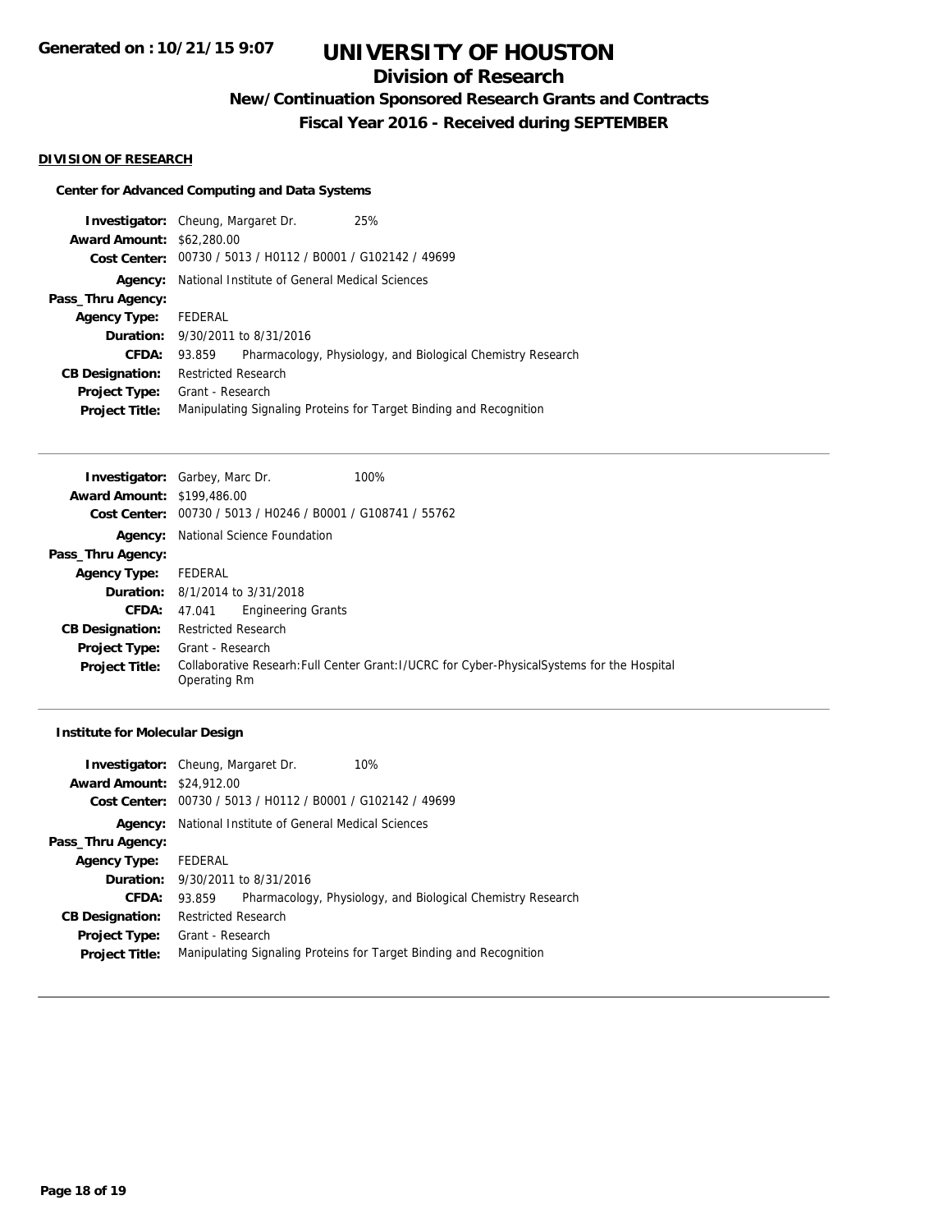# UNIVERSITY OF HOUSTON

## Division of Research

### New/Continuation Sponsored Research Grants and Contracts

### Fiscal Year 2016 - Received during SEPTEMBER

**Generated on : 10/21/15 9:07**

#### DIVISION OF RESEARCH

##### Center for Advanced Computing and Data Systems

**Investigator:** Cheung, Margaret Dr. 25%
**Award Amount:** $62,280.00
**Cost Center:** 00730 / 5013 / H0112 / B0001 / G102142 / 49699
**Agency:** National Institute of General Medical Sciences
**Pass_Thru Agency:**
**Agency Type:** FEDERAL
**Duration:** 9/30/2011 to 8/31/2016
**CFDA:** 93.859 Pharmacology, Physiology, and Biological Chemistry Research
**CB Designation:** Restricted Research
**Project Type:** Grant - Research
**Project Title:** Manipulating Signaling Proteins for Target Binding and Recognition

---

**Investigator:** Garbey, Marc Dr. 100%
**Award Amount:** $199,486.00
**Cost Center:** 00730 / 5013 / H0246 / B0001 / G108741 / 55762
**Agency:** National Science Foundation
**Pass_Thru Agency:**
**Agency Type:** FEDERAL
**Duration:** 8/1/2014 to 3/31/2018
**CFDA:** 47.041 Engineering Grants
**CB Designation:** Restricted Research
**Project Type:** Grant - Research
**Project Title:** Collaborative Researh:Full Center Grant:I/UCRC for Cyber-PhysicalSystems for the Hospital Operating Rm

---

##### Institute for Molecular Design

**Investigator:** Cheung, Margaret Dr. 10%
**Award Amount:** $24,912.00
**Cost Center:** 00730 / 5013 / H0112 / B0001 / G102142 / 49699
**Agency:** National Institute of General Medical Sciences
**Pass_Thru Agency:**
**Agency Type:** FEDERAL
**Duration:** 9/30/2011 to 8/31/2016
**CFDA:** 93.859 Pharmacology, Physiology, and Biological Chemistry Research
**CB Designation:** Restricted Research
**Project Type:** Grant - Research
**Project Title:** Manipulating Signaling Proteins for Target Binding and Recognition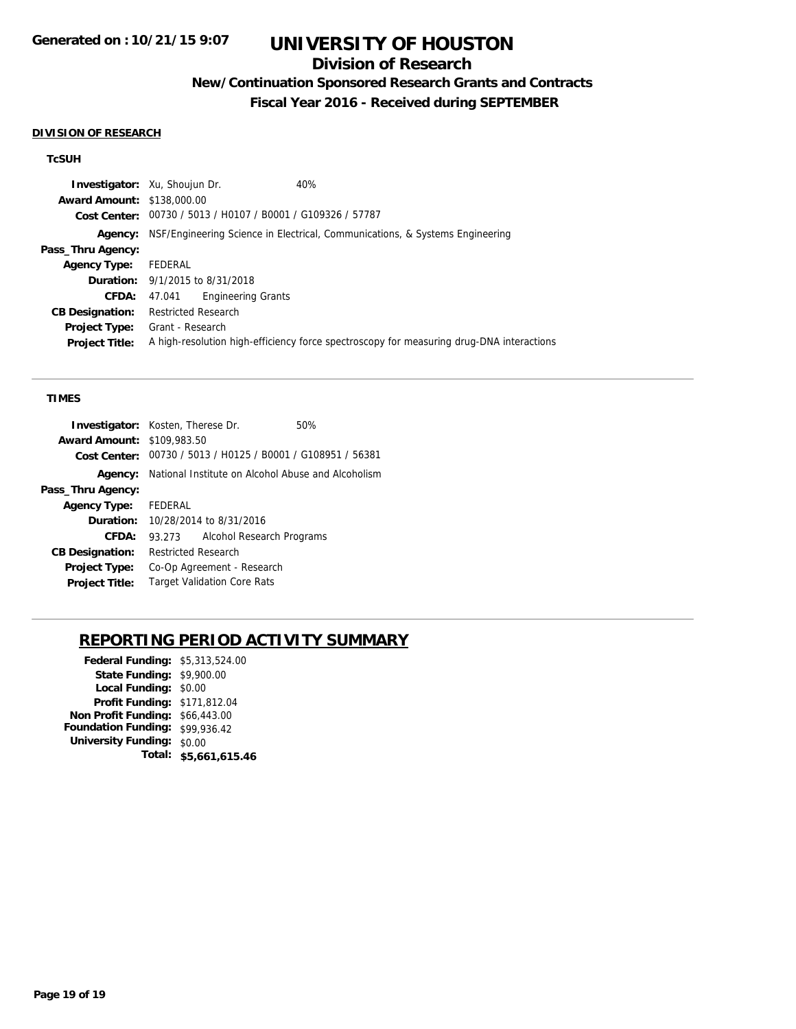#### DIVISION OF RESEARCH

**TcSUH**

| | |
|---|---|
| **Investigator:** | Xu, Shoujun Dr. 40% |
| **Award Amount:** | $138,000.00 |
| **Cost Center:** | 00730 / 5013 / H0107 / B0001 / G109326 / 57787 |
| **Agency:** | NSF/Engineering Science in Electrical, Communications, & Systems Engineering |
| **Pass_Thru Agency:** | |
| **Agency Type:** | FEDERAL |
| **Duration:** | 9/1/2015 to 8/31/2018 |
| **CFDA:** | 47.041 Engineering Grants |
| **CB Designation:** | Restricted Research |
| **Project Type:** | Grant - Research |
| **Project Title:** | A high-resolution high-efficiency force spectroscopy for measuring drug-DNA interactions |

**TIMES**

| | |
|---|---|
| **Investigator:** | Kosten, Therese Dr. 50% |
| **Award Amount:** | $109,983.50 |
| **Cost Center:** | 00730 / 5013 / H0125 / B0001 / G108951 / 56381 |
| **Agency:** | National Institute on Alcohol Abuse and Alcoholism |
| **Pass_Thru Agency:** | |
| **Agency Type:** | FEDERAL |
| **Duration:** | 10/28/2014 to 8/31/2016 |
| **CFDA:** | 93.273 Alcohol Research Programs |
| **CB Designation:** | Restricted Research |
| **Project Type:** | Co-Op Agreement - Research |
| **Project Title:** | Target Validation Core Rats |

## REPORTING PERIOD ACTIVITY SUMMARY

| | |
|---|---|
| **Federal Funding:** | $5,313,524.00 |
| **State Funding:** | $9,900.00 |
| **Local Funding:** | $0.00 |
| **Profit Funding:** | $171,812.04 |
| **Non Profit Funding:** | $66,443.00 |
| **Foundation Funding:** | $99,936.42 |
| **University Funding:** | $0.00 |
| **Total:** | **$5,661,615.46** |